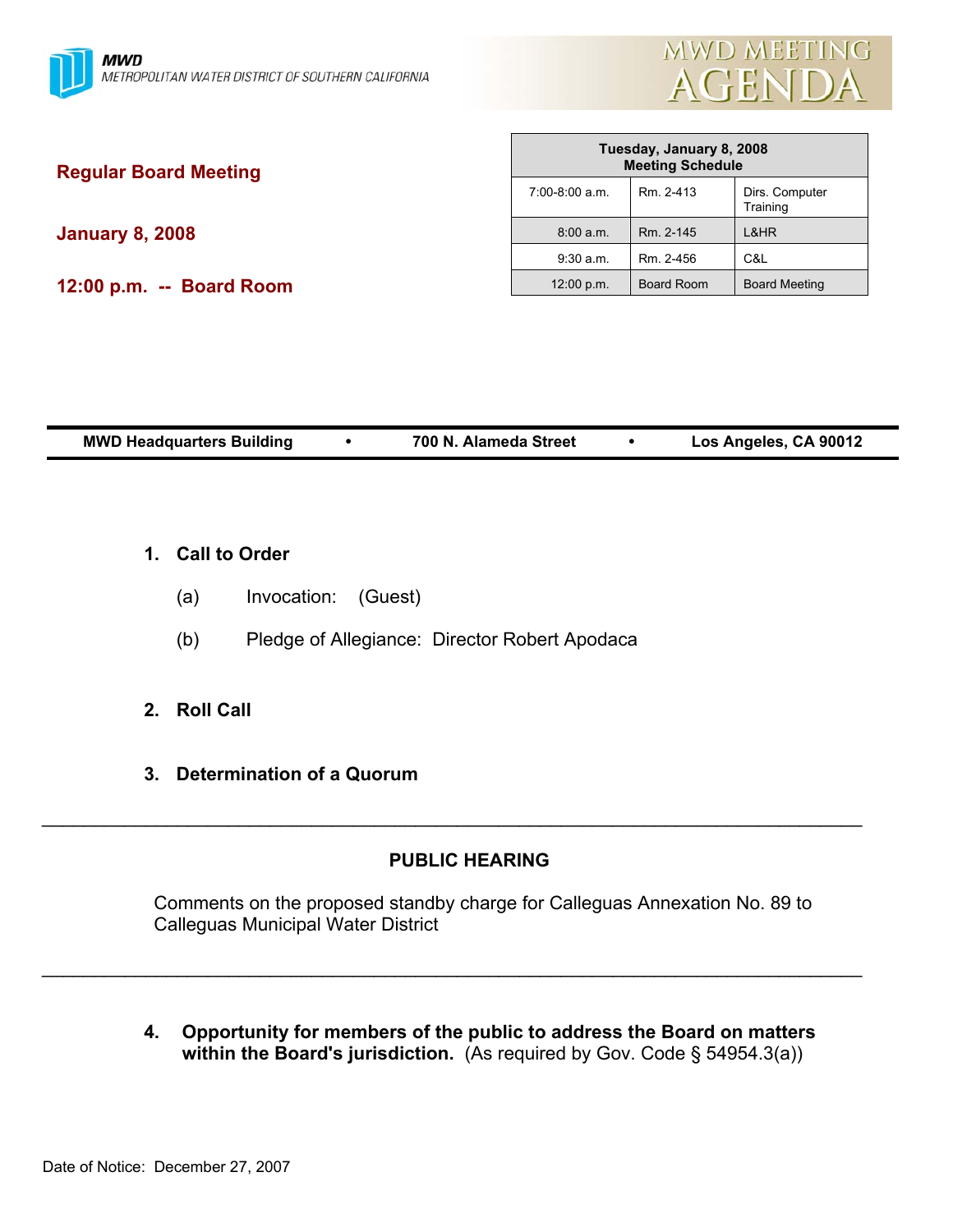MWD
METROPOLITAN WATER DISTRICT OF SOUTHERN CALIFORNIA

# MWD MEETING AGENDA

**Regular Board Meeting**

**January 8, 2008**

**12:00 p.m. -- Board Room**

| Tuesday, January 8, 2008 Meeting Schedule | | |
|---|---|---|
| 7:00-8:00 a.m. | Rm. 2-413 | Dirs. Computer Training |
| 8:00 a.m. | Rm. 2-145 | L&HR |
| 9:30 a.m. | Rm. 2-456 | C&L |
| 12:00 p.m. | Board Room | Board Meeting |

**MWD Headquarters Building • 700 N. Alameda Street • Los Angeles, CA 90012**

**1. Call to Order**

(a) Invocation: (Guest)

(b) Pledge of Allegiance: Director Robert Apodaca

**2. Roll Call**

**3. Determination of a Quorum**

---

**PUBLIC HEARING**

Comments on the proposed standby charge for Calleguas Annexation No. 89 to Calleguas Municipal Water District

---

**4. Opportunity for members of the public to address the Board on matters within the Board's jurisdiction.** (As required by Gov. Code § 54954.3(a))

Date of Notice: December 27, 2007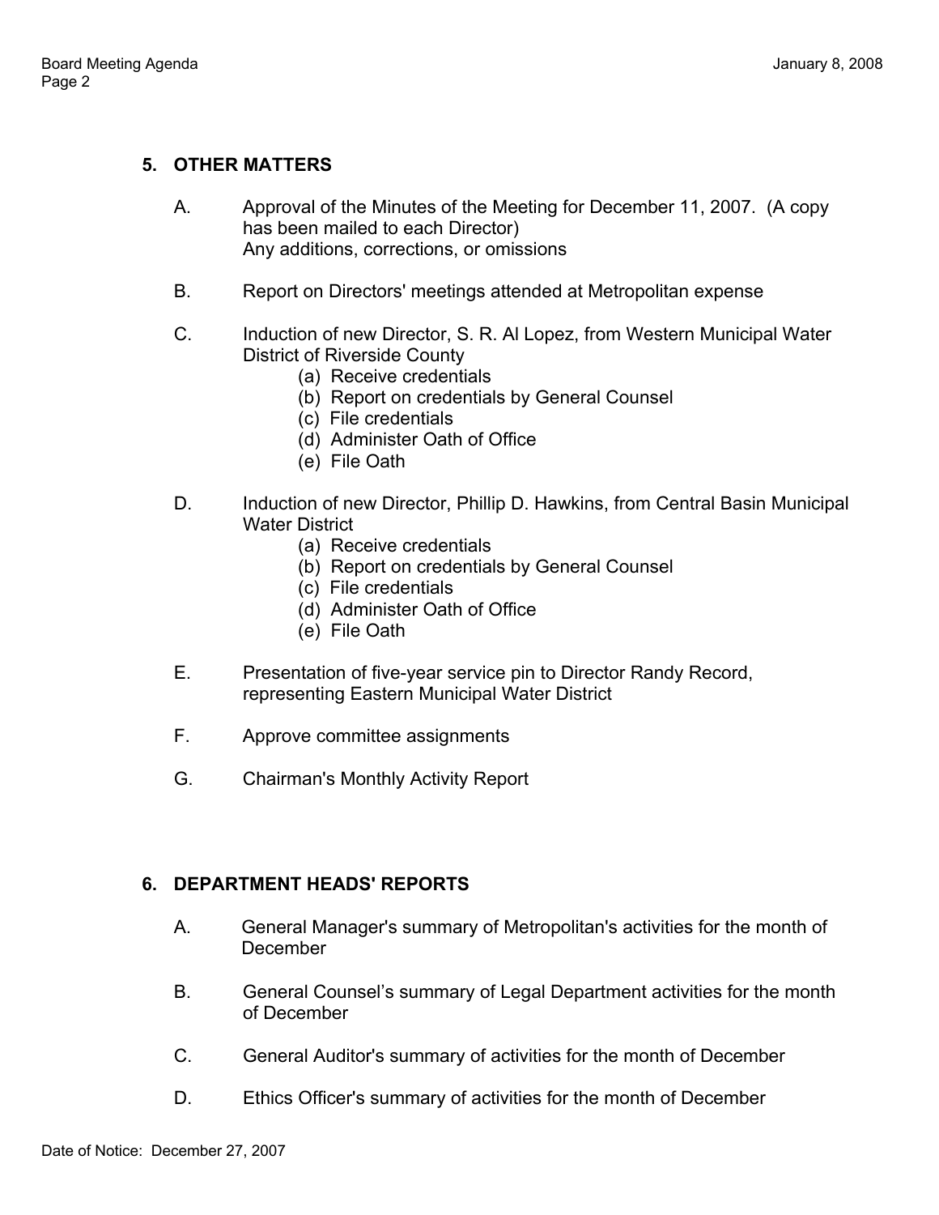## 5. OTHER MATTERS

A. Approval of the Minutes of the Meeting for December 11, 2007. (A copy has been mailed to each Director)
Any additions, corrections, or omissions

B. Report on Directors' meetings attended at Metropolitan expense

C. Induction of new Director, S. R. Al Lopez, from Western Municipal Water District of Riverside County
   - (a) Receive credentials
   - (b) Report on credentials by General Counsel
   - (c) File credentials
   - (d) Administer Oath of Office
   - (e) File Oath

D. Induction of new Director, Phillip D. Hawkins, from Central Basin Municipal Water District
   - (a) Receive credentials
   - (b) Report on credentials by General Counsel
   - (c) File credentials
   - (d) Administer Oath of Office
   - (e) File Oath

E. Presentation of five-year service pin to Director Randy Record, representing Eastern Municipal Water District

F. Approve committee assignments

G. Chairman's Monthly Activity Report

## 6. DEPARTMENT HEADS' REPORTS

A. General Manager's summary of Metropolitan's activities for the month of December

B. General Counsel's summary of Legal Department activities for the month of December

C. General Auditor's summary of activities for the month of December

D. Ethics Officer's summary of activities for the month of December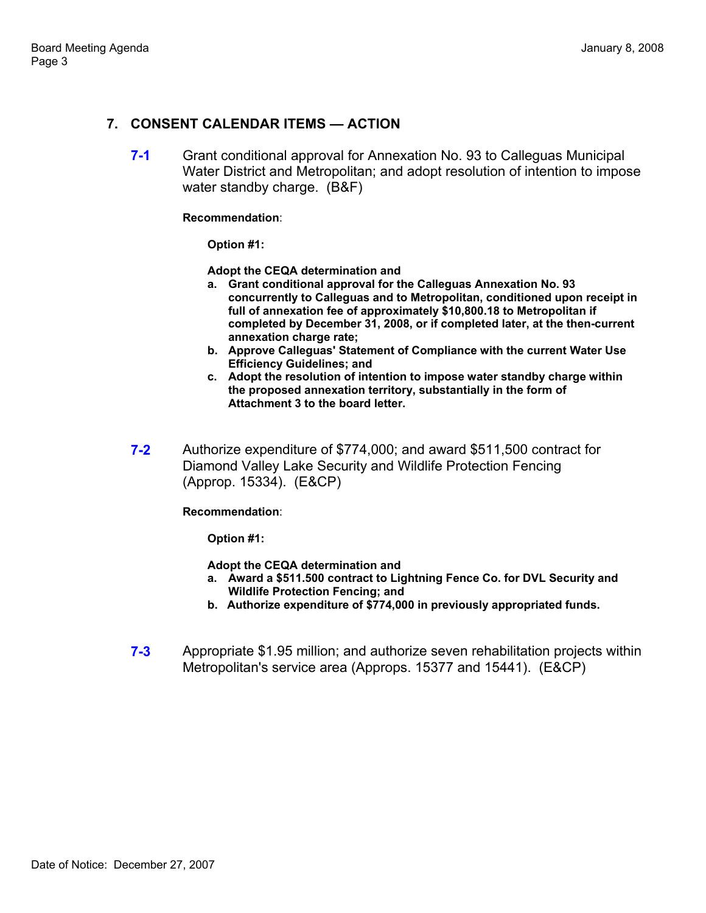## 7. CONSENT CALENDAR ITEMS — ACTION

**7-1** Grant conditional approval for Annexation No. 93 to Calleguas Municipal Water District and Metropolitan; and adopt resolution of intention to impose water standby charge. (B&F)

**Recommendation**:

**Option #1:**

**Adopt the CEQA determination and**

- **a. Grant conditional approval for the Calleguas Annexation No. 93 concurrently to Calleguas and to Metropolitan, conditioned upon receipt in full of annexation fee of approximately $10,800.18 to Metropolitan if completed by December 31, 2008, or if completed later, at the then-current annexation charge rate;**
- **b. Approve Calleguas' Statement of Compliance with the current Water Use Efficiency Guidelines; and**
- **c. Adopt the resolution of intention to impose water standby charge within the proposed annexation territory, substantially in the form of Attachment 3 to the board letter.**

**7-2** Authorize expenditure of $774,000; and award $511,500 contract for Diamond Valley Lake Security and Wildlife Protection Fencing (Approp. 15334). (E&CP)

**Recommendation**:

**Option #1:**

**Adopt the CEQA determination and**

- **a. Award a $511.500 contract to Lightning Fence Co. for DVL Security and Wildlife Protection Fencing; and**
- **b. Authorize expenditure of $774,000 in previously appropriated funds.**

**7-3** Appropriate $1.95 million; and authorize seven rehabilitation projects within Metropolitan's service area (Approps. 15377 and 15441). (E&CP)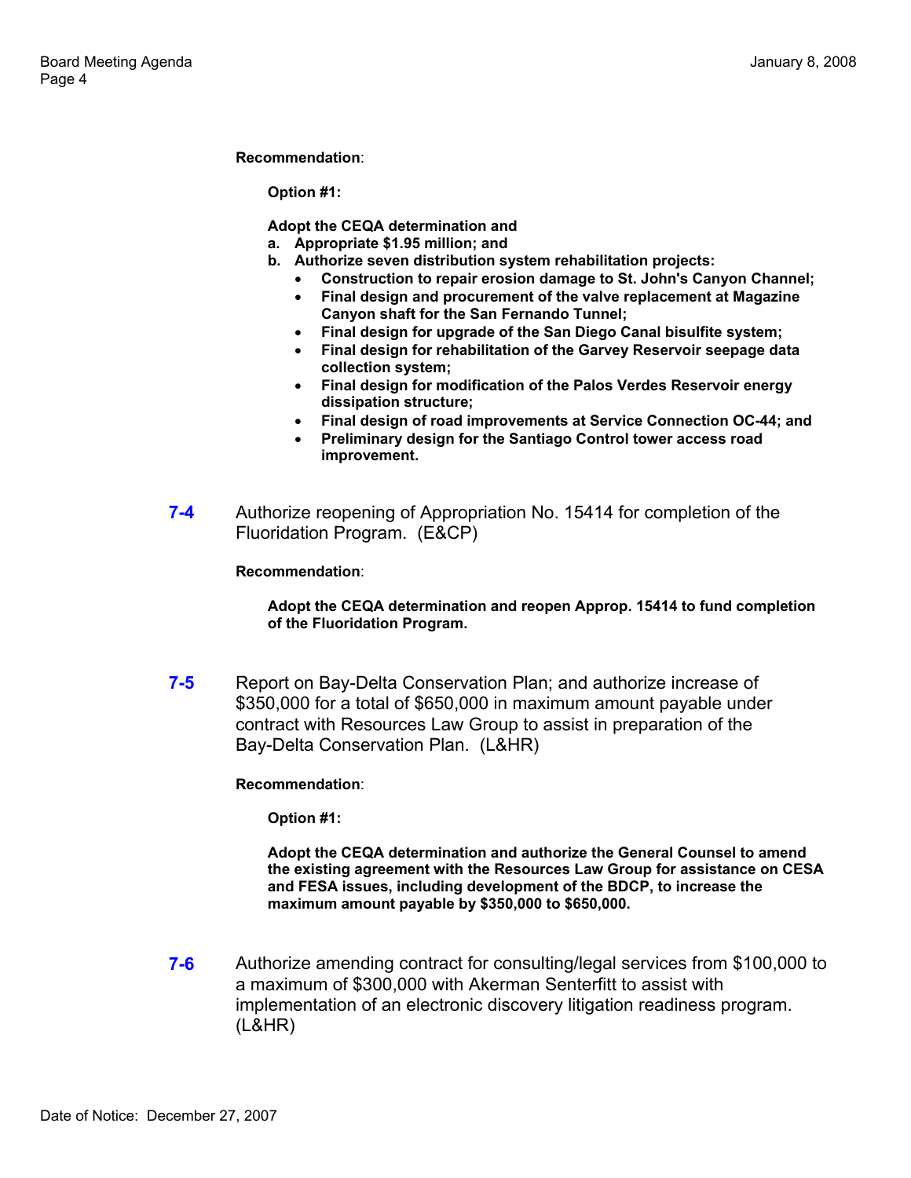**Recommendation**:

**Option #1:**

**Adopt the CEQA determination and**

**a. Appropriate $1.95 million; and**

**b. Authorize seven distribution system rehabilitation projects:**

- **Construction to repair erosion damage to St. John's Canyon Channel;**
- **Final design and procurement of the valve replacement at Magazine Canyon shaft for the San Fernando Tunnel;**
- **Final design for upgrade of the San Diego Canal bisulfite system;**
- **Final design for rehabilitation of the Garvey Reservoir seepage data collection system;**
- **Final design for modification of the Palos Verdes Reservoir energy dissipation structure;**
- **Final design of road improvements at Service Connection OC-44; and**
- **Preliminary design for the Santiago Control tower access road improvement.**

**7-4** Authorize reopening of Appropriation No. 15414 for completion of the Fluoridation Program. (E&CP)

**Recommendation**:

**Adopt the CEQA determination and reopen Approp. 15414 to fund completion of the Fluoridation Program.**

**7-5** Report on Bay-Delta Conservation Plan; and authorize increase of $350,000 for a total of $650,000 in maximum amount payable under contract with Resources Law Group to assist in preparation of the Bay-Delta Conservation Plan. (L&HR)

**Recommendation**:

**Option #1:**

**Adopt the CEQA determination and authorize the General Counsel to amend the existing agreement with the Resources Law Group for assistance on CESA and FESA issues, including development of the BDCP, to increase the maximum amount payable by $350,000 to $650,000.**

**7-6** Authorize amending contract for consulting/legal services from $100,000 to a maximum of $300,000 with Akerman Senterfitt to assist with implementation of an electronic discovery litigation readiness program. (L&HR)

Date of Notice: December 27, 2007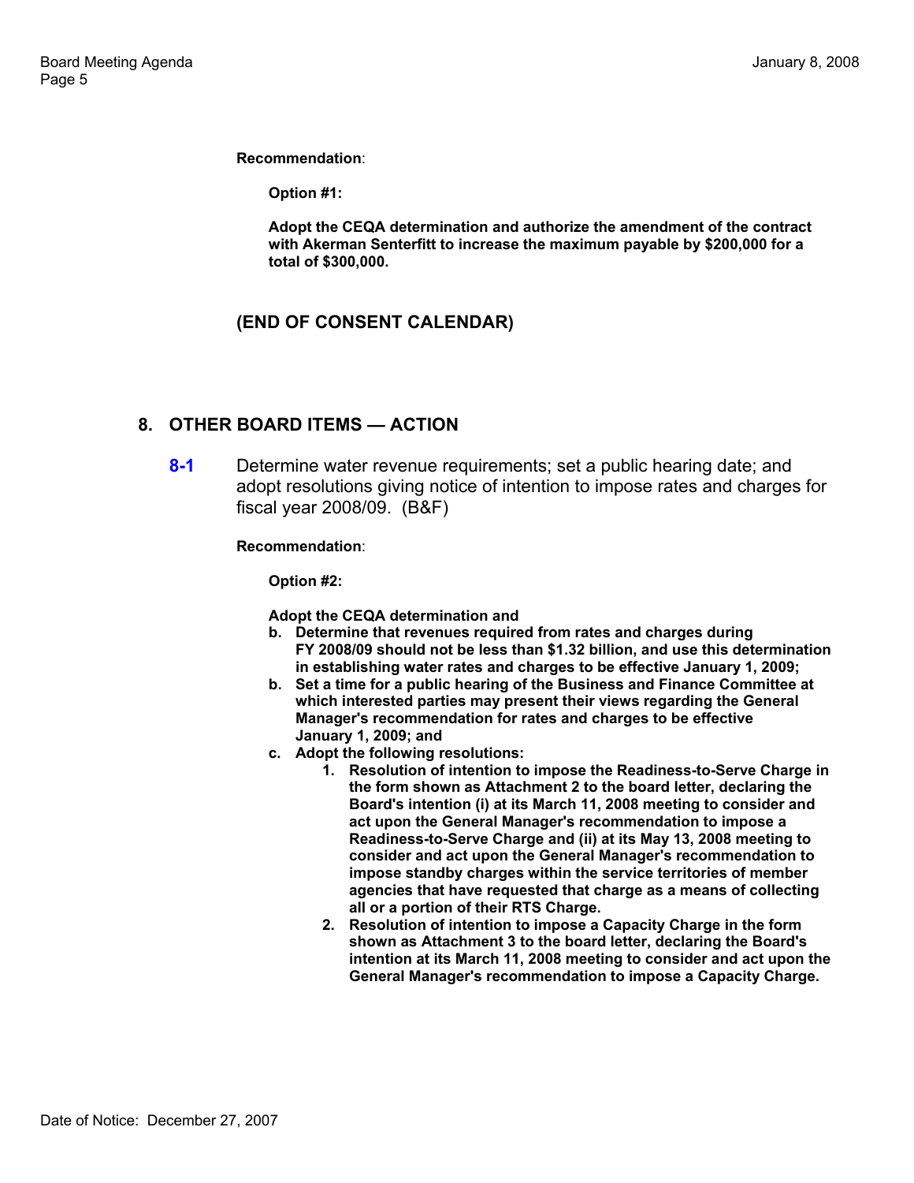**Recommendation**:

**Option #1:**

**Adopt the CEQA determination and authorize the amendment of the contract with Akerman Senterfitt to increase the maximum payable by $200,000 for a total of $300,000.**

## (END OF CONSENT CALENDAR)

## 8. OTHER BOARD ITEMS — ACTION

**8-1** Determine water revenue requirements; set a public hearing date; and adopt resolutions giving notice of intention to impose rates and charges for fiscal year 2008/09. (B&F)

**Recommendation**:

**Option #2:**

**Adopt the CEQA determination and**

**b. Determine that revenues required from rates and charges during FY 2008/09 should not be less than $1.32 billion, and use this determination in establishing water rates and charges to be effective January 1, 2009;**

**b. Set a time for a public hearing of the Business and Finance Committee at which interested parties may present their views regarding the General Manager's recommendation for rates and charges to be effective January 1, 2009; and**

**c. Adopt the following resolutions:**

1. **Resolution of intention to impose the Readiness-to-Serve Charge in the form shown as Attachment 2 to the board letter, declaring the Board's intention (i) at its March 11, 2008 meeting to consider and act upon the General Manager's recommendation to impose a Readiness-to-Serve Charge and (ii) at its May 13, 2008 meeting to consider and act upon the General Manager's recommendation to impose standby charges within the service territories of member agencies that have requested that charge as a means of collecting all or a portion of their RTS Charge.**
2. **Resolution of intention to impose a Capacity Charge in the form shown as Attachment 3 to the board letter, declaring the Board's intention at its March 11, 2008 meeting to consider and act upon the General Manager's recommendation to impose a Capacity Charge.**

Date of Notice: December 27, 2007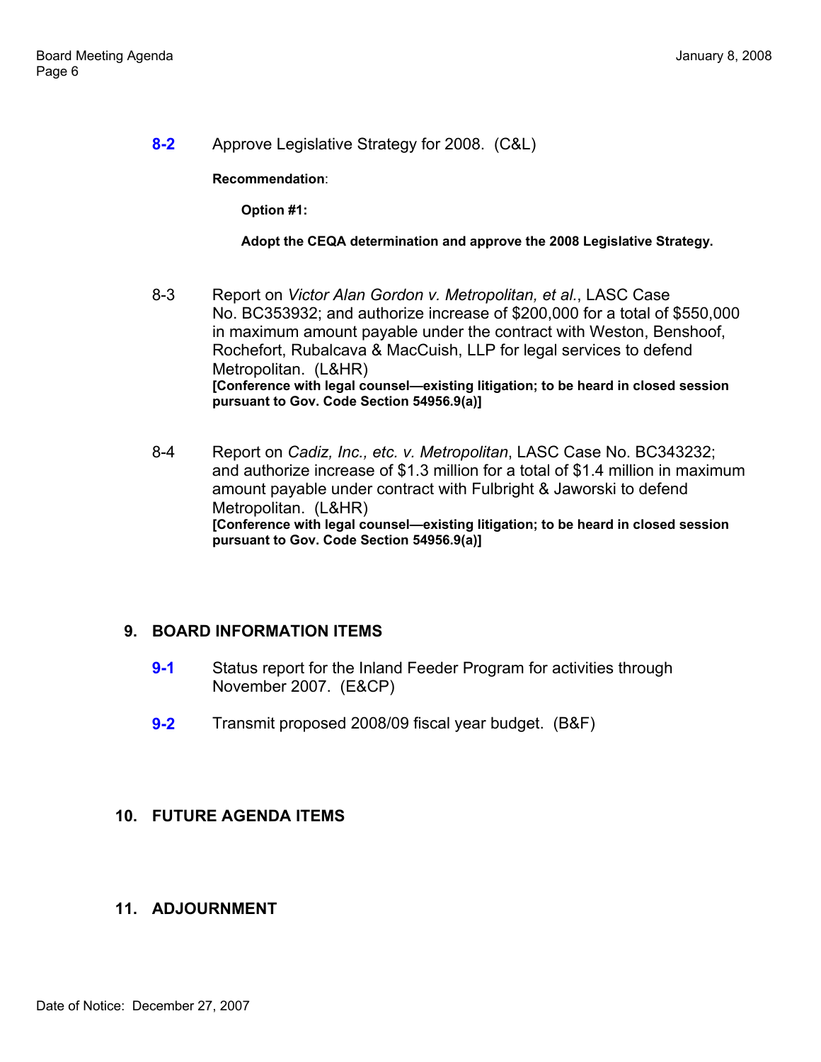**8-2** Approve Legislative Strategy for 2008. (C&L)

**Recommendation**:

**Option #1:**

**Adopt the CEQA determination and approve the 2008 Legislative Strategy.**

8-3 Report on *Victor Alan Gordon v. Metropolitan, et al.*, LASC Case No. BC353932; and authorize increase of $200,000 for a total of $550,000 in maximum amount payable under the contract with Weston, Benshoof, Rochefort, Rubalcava & MacCuish, LLP for legal services to defend Metropolitan. (L&HR)
**[Conference with legal counsel—existing litigation; to be heard in closed session pursuant to Gov. Code Section 54956.9(a)]**

8-4 Report on *Cadiz, Inc., etc. v. Metropolitan*, LASC Case No. BC343232; and authorize increase of $1.3 million for a total of $1.4 million in maximum amount payable under contract with Fulbright & Jaworski to defend Metropolitan. (L&HR)
**[Conference with legal counsel—existing litigation; to be heard in closed session pursuant to Gov. Code Section 54956.9(a)]**

## 9. BOARD INFORMATION ITEMS

**9-1** Status report for the Inland Feeder Program for activities through November 2007. (E&CP)

**9-2** Transmit proposed 2008/09 fiscal year budget. (B&F)

## 10. FUTURE AGENDA ITEMS

## 11. ADJOURNMENT

Date of Notice: December 27, 2007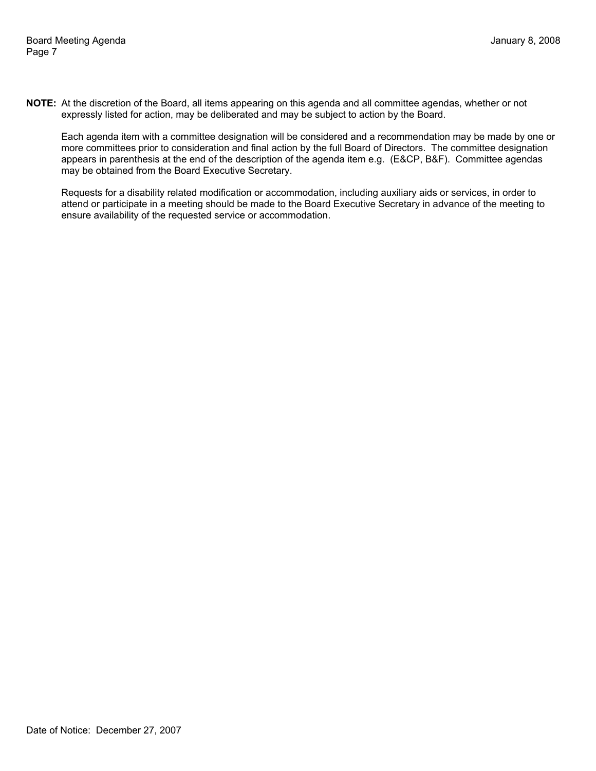**NOTE:** At the discretion of the Board, all items appearing on this agenda and all committee agendas, whether or not expressly listed for action, may be deliberated and may be subject to action by the Board.

Each agenda item with a committee designation will be considered and a recommendation may be made by one or more committees prior to consideration and final action by the full Board of Directors. The committee designation appears in parenthesis at the end of the description of the agenda item e.g. (E&CP, B&F). Committee agendas may be obtained from the Board Executive Secretary.

Requests for a disability related modification or accommodation, including auxiliary aids or services, in order to attend or participate in a meeting should be made to the Board Executive Secretary in advance of the meeting to ensure availability of the requested service or accommodation.

Date of Notice: December 27, 2007